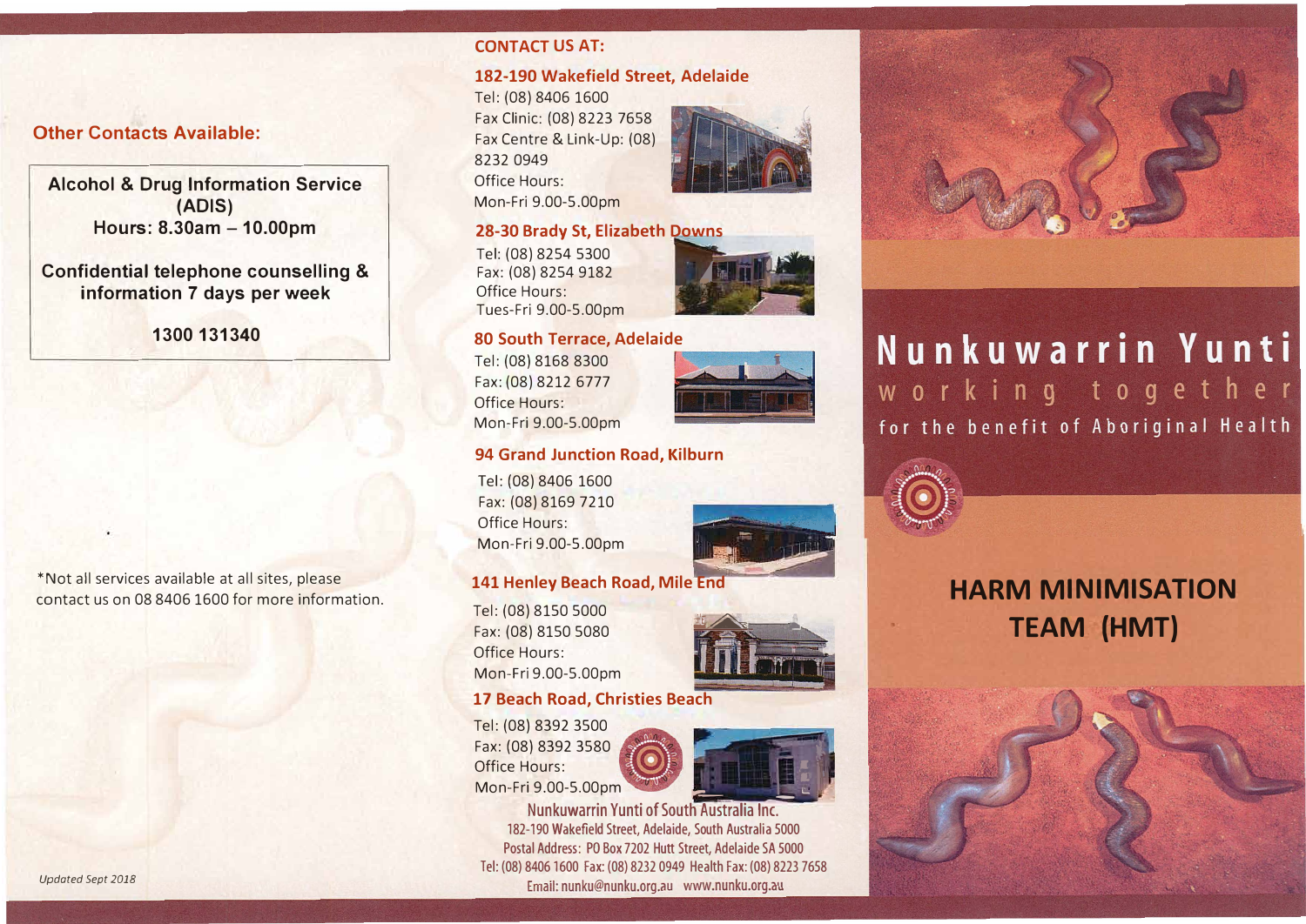## Other Contacts Available:

**Alcohol & Drug Information Service (ADIS)**
**Hours: 8.30am – 10.00pm**

**Confidential telephone counselling & information 7 days per week**

**1300 131340**

*Not all services available at all sites, please contact us on 08 8406 1600 for more information.

*Updated Sept 2018*

## CONTACT US AT:

### 182-190 Wakefield Street, Adelaide

Tel: (08) 8406 1600
Fax Clinic: (08) 8223 7658
Fax Centre & Link-Up: (08) 8232 0949
Office Hours:
Mon-Fri 9.00-5.00pm

### 28-30 Brady St, Elizabeth Downs

Tel: (08) 8254 5300
Fax: (08) 8254 9182
Office Hours:
Tues-Fri 9.00-5.00pm

### 80 South Terrace, Adelaide

Tel: (08) 8168 8300
Fax: (08) 8212 6777
Office Hours:
Mon-Fri 9.00-5.00pm

### 94 Grand Junction Road, Kilburn

Tel: (08) 8406 1600
Fax: (08) 8169 7210
Office Hours:
Mon-Fri 9.00-5.00pm

### 141 Henley Beach Road, Mile End

Tel: (08) 8150 5000
Fax: (08) 8150 5080
Office Hours:
Mon-Fri 9.00-5.00pm

### 17 Beach Road, Christies Beach

Tel: (08) 8392 3500
Fax: (08) 8392 3580
Office Hours:
Mon-Fri 9.00-5.00pm

**Nunkuwarrin Yunti of South Australia Inc.**
182-190 Wakefield Street, Adelaide, South Australia 5000
Postal Address: PO Box 7202 Hutt Street, Adelaide SA 5000
Tel: (08) 8406 1600 Fax: (08) 8232 0949 Health Fax: (08) 8223 7658
Email: nunku@nunku.org.au www.nunku.org.au

# Nunkuwarrin Yunti

working together

for the benefit of Aboriginal Health

# HARM MINIMISATION TEAM (HMT)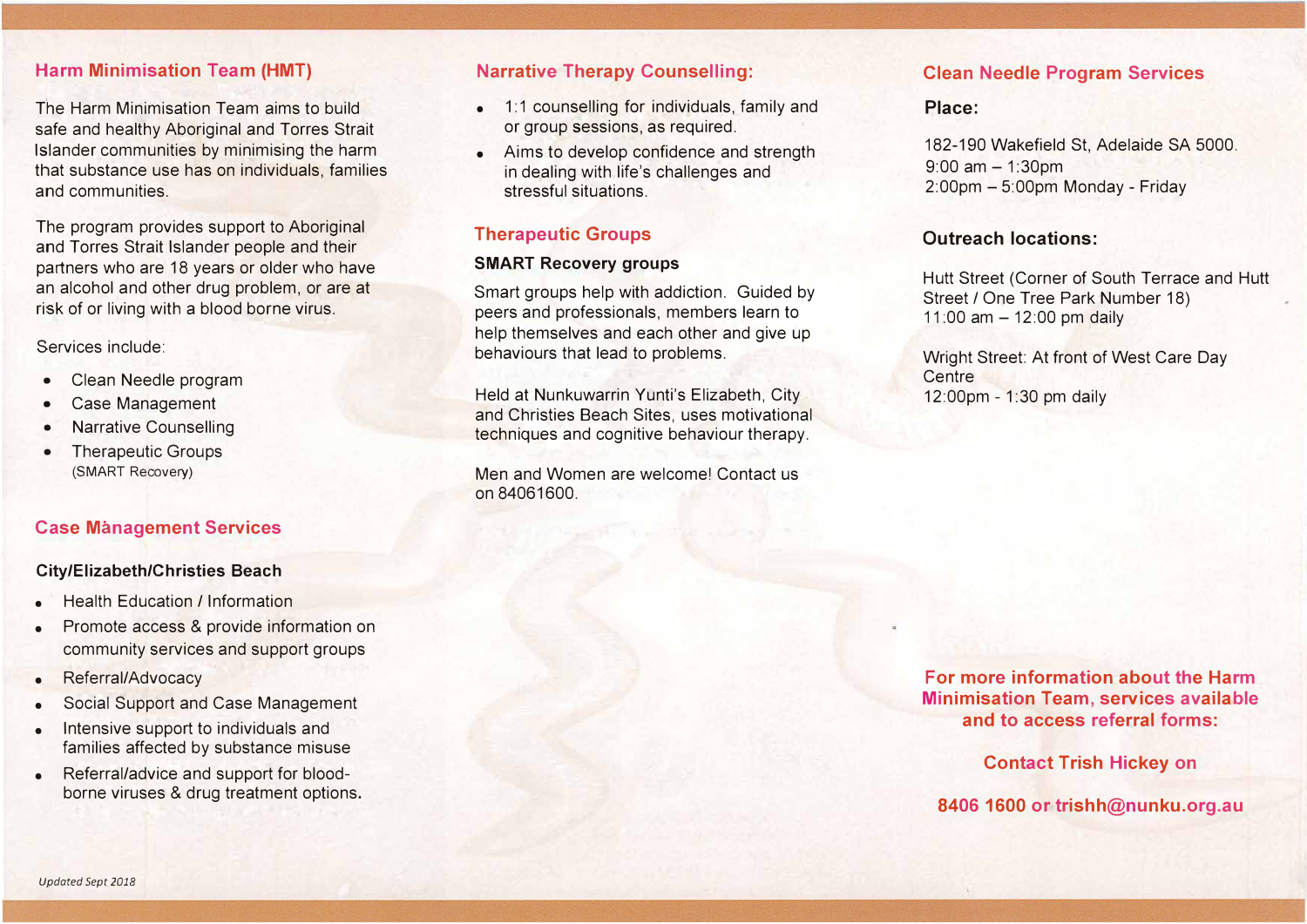## Harm Minimisation Team (HMT)

The Harm Minimisation Team aims to build safe and healthy Aboriginal and Torres Strait Islander communities by minimising the harm that substance use has on individuals, families and communities.

The program provides support to Aboriginal and Torres Strait Islander people and their partners who are 18 years or older who have an alcohol and other drug problem, or are at risk of or living with a blood borne virus.

Services include:

- Clean Needle program
- Case Management
- Narrative Counselling
- Therapeutic Groups (SMART Recovery)

## Case Management Services

### City/Elizabeth/Christies Beach

- Health Education / Information
- Promote access & provide information on community services and support groups
- Referral/Advocacy
- Social Support and Case Management
- Intensive support to individuals and families affected by substance misuse
- Referral/advice and support for blood-borne viruses & drug treatment options.

*Updated Sept 2018*

## Narrative Therapy Counselling:

- 1:1 counselling for individuals, family and or group sessions, as required.
- Aims to develop confidence and strength in dealing with life's challenges and stressful situations.

## Therapeutic Groups

### SMART Recovery groups

Smart groups help with addiction. Guided by peers and professionals, members learn to help themselves and each other and give up behaviours that lead to problems.

Held at Nunkuwarrin Yunti's Elizabeth, City and Christies Beach Sites, uses motivational techniques and cognitive behaviour therapy.

Men and Women are welcome! Contact us on 84061600.

## Clean Needle Program Services

### Place:

182-190 Wakefield St, Adelaide SA 5000.
9:00 am – 1:30pm
2:00pm – 5:00pm Monday - Friday

### Outreach locations:

Hutt Street (Corner of South Terrace and Hutt Street / One Tree Park Number 18)
11:00 am – 12:00 pm daily

Wright Street: At front of West Care Day Centre
12:00pm - 1:30 pm daily

**For more information about the Harm Minimisation Team, services available and to access referral forms:**

**Contact Trish Hickey on**

**8406 1600 or trishh@nunku.org.au**